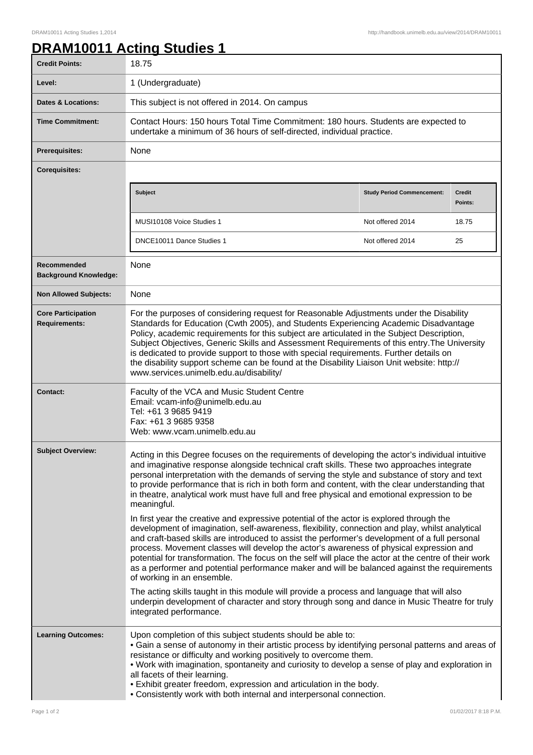# DRAM10011 Acting Studies 1

| Credit Points: | 18.75 |
|---|---|
| Level: | 1 (Undergraduate) |
| Dates & Locations: | This subject is not offered in 2014. On campus |
| Time Commitment: | Contact Hours: 150 hours Total Time Commitment: 180 hours. Students are expected to undertake a minimum of 36 hours of self-directed, individual practice. |
| Prerequisites: | None |
| Corequisites: | |

| Subject | Study Period Commencement: | Credit Points: |
|---|---|---|
| MUSI10108 Voice Studies 1 | Not offered 2014 | 18.75 |
| DNCE10011 Dance Studies 1 | Not offered 2014 | 25 |

| Recommended Background Knowledge: | None |
|---|---|
| Non Allowed Subjects: | None |
| Core Participation Requirements: | For the purposes of considering request for Reasonable Adjustments under the Disability Standards for Education (Cwth 2005), and Students Experiencing Academic Disadvantage Policy, academic requirements for this subject are articulated in the Subject Description, Subject Objectives, Generic Skills and Assessment Requirements of this entry.The University is dedicated to provide support to those with special requirements. Further details on the disability support scheme can be found at the Disability Liaison Unit website: http://www.services.unimelb.edu.au/disability/ |
| Contact: | Faculty of the VCA and Music Student Centre<br>Email: vcam-info@unimelb.edu.au<br>Tel: +61 3 9685 9419<br>Fax: +61 3 9685 9358<br>Web: www.vcam.unimelb.edu.au |

**Subject Overview:**

Acting in this Degree focuses on the requirements of developing the actor's individual intuitive and imaginative response alongside technical craft skills. These two approaches integrate personal interpretation with the demands of serving the style and substance of story and text to provide performance that is rich in both form and content, with the clear understanding that in theatre, analytical work must have full and free physical and emotional expression to be meaningful.

In first year the creative and expressive potential of the actor is explored through the development of imagination, self-awareness, flexibility, connection and play, whilst analytical and craft-based skills are introduced to assist the performer's development of a full personal process. Movement classes will develop the actor's awareness of physical expression and potential for transformation. The focus on the self will place the actor at the centre of their work as a performer and potential performance maker and will be balanced against the requirements of working in an ensemble.

The acting skills taught in this module will provide a process and language that will also underpin development of character and story through song and dance in Music Theatre for truly integrated performance.

**Learning Outcomes:**

Upon completion of this subject students should be able to:

- Gain a sense of autonomy in their artistic process by identifying personal patterns and areas of resistance or difficulty and working positively to overcome them.
- Work with imagination, spontaneity and curiosity to develop a sense of play and exploration in all facets of their learning.
- Exhibit greater freedom, expression and articulation in the body.
- Consistently work with both internal and interpersonal connection.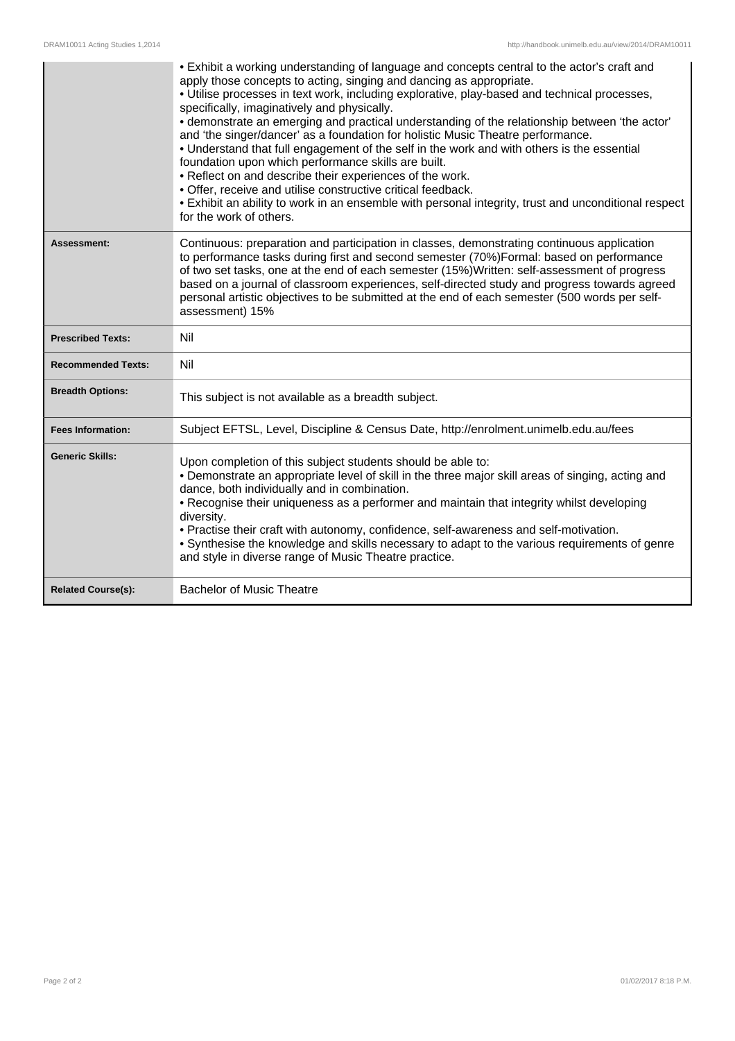| | |
|---|---|
| | • Exhibit a working understanding of language and concepts central to the actor's craft and apply those concepts to acting, singing and dancing as appropriate.<br>• Utilise processes in text work, including explorative, play-based and technical processes, specifically, imaginatively and physically.<br>• demonstrate an emerging and practical understanding of the relationship between 'the actor' and 'the singer/dancer' as a foundation for holistic Music Theatre performance.<br>• Understand that full engagement of the self in the work and with others is the essential foundation upon which performance skills are built.<br>• Reflect on and describe their experiences of the work.<br>• Offer, receive and utilise constructive critical feedback.<br>• Exhibit an ability to work in an ensemble with personal integrity, trust and unconditional respect for the work of others. |
| **Assessment:** | Continuous: preparation and participation in classes, demonstrating continuous application to performance tasks during first and second semester (70%)Formal: based on performance of two set tasks, one at the end of each semester (15%)Written: self-assessment of progress based on a journal of classroom experiences, self-directed study and progress towards agreed personal artistic objectives to be submitted at the end of each semester (500 words per self-assessment) 15% |
| **Prescribed Texts:** | Nil |
| **Recommended Texts:** | Nil |
| **Breadth Options:** | This subject is not available as a breadth subject. |
| **Fees Information:** | Subject EFTSL, Level, Discipline & Census Date, http://enrolment.unimelb.edu.au/fees |
| **Generic Skills:** | Upon completion of this subject students should be able to:<br>• Demonstrate an appropriate level of skill in the three major skill areas of singing, acting and dance, both individually and in combination.<br>• Recognise their uniqueness as a performer and maintain that integrity whilst developing diversity.<br>• Practise their craft with autonomy, confidence, self-awareness and self-motivation.<br>• Synthesise the knowledge and skills necessary to adapt to the various requirements of genre and style in diverse range of Music Theatre practice. |
| **Related Course(s):** | Bachelor of Music Theatre |